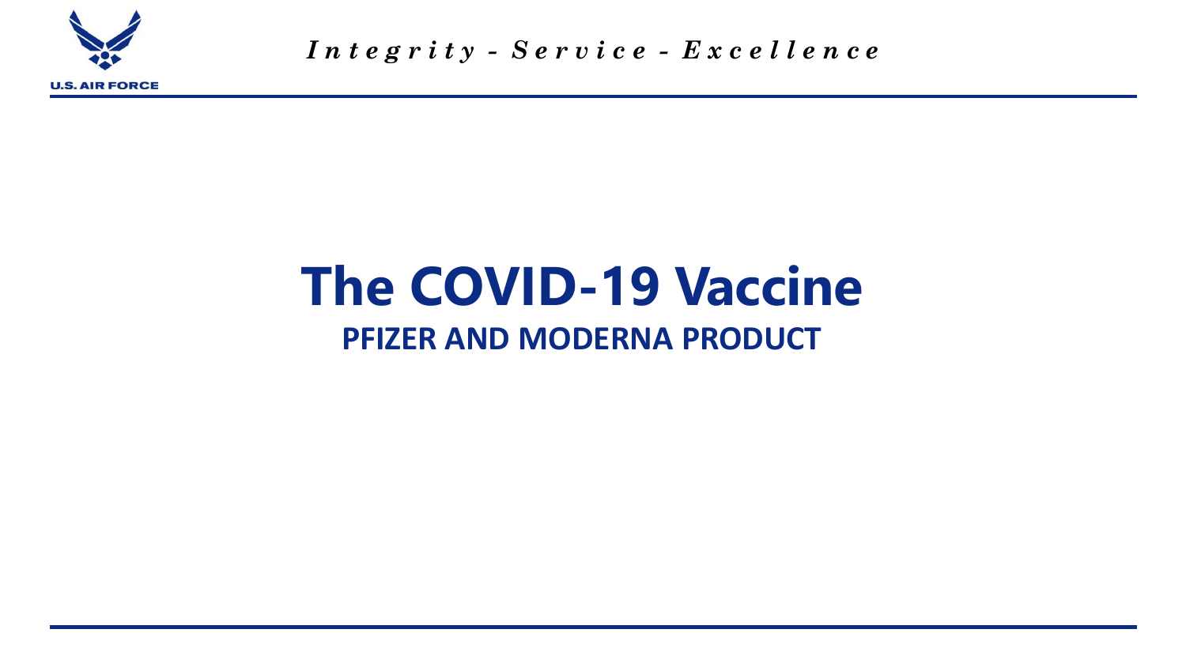# The COVID-19 Vaccine

## PFIZER AND MODERNA PRODUCT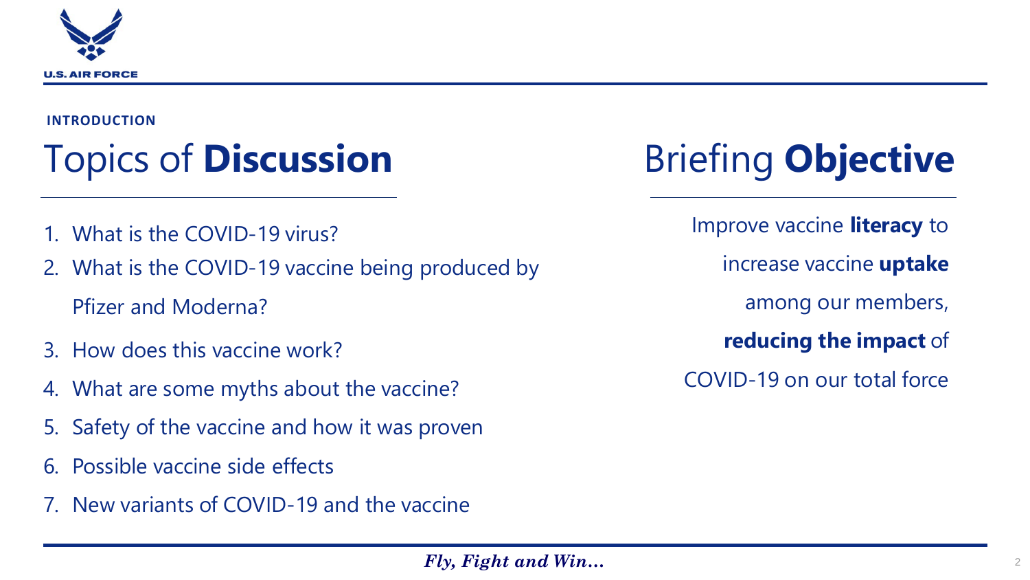INTRODUCTION

# Topics of **Discussion**

1. What is the COVID-19 virus?
2. What is the COVID-19 vaccine being produced by Pfizer and Moderna?
3. How does this vaccine work?
4. What are some myths about the vaccine?
5. Safety of the vaccine and how it was proven
6. Possible vaccine side effects
7. New variants of COVID-19 and the vaccine

# Briefing **Objective**

Improve vaccine **literacy** to increase vaccine **uptake** among our members, **reducing the impact** of COVID-19 on our total force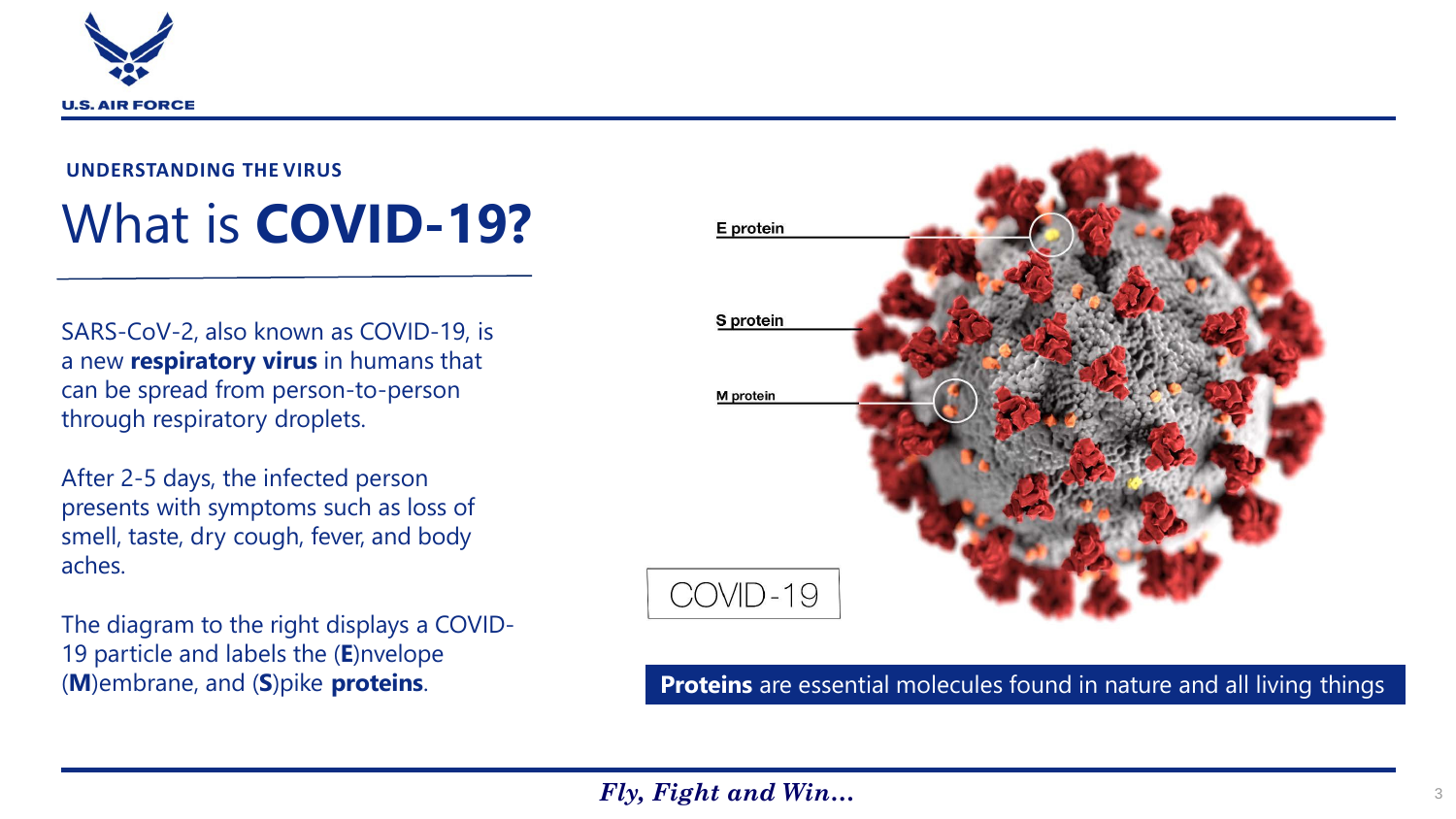UNDERSTANDING THE VIRUS

# What is **COVID-19?**

SARS-CoV-2, also known as COVID-19, is a new **respiratory virus** in humans that can be spread from person-to-person through respiratory droplets.

After 2-5 days, the infected person presents with symptoms such as loss of smell, taste, dry cough, fever, and body aches.

The diagram to the right displays a COVID-19 particle and labels the (**E**)nvelope (**M**)embrane, and (**S**)pike **proteins**.

E protein

S protein

M protein

COVID-19

**Proteins** are essential molecules found in nature and all living things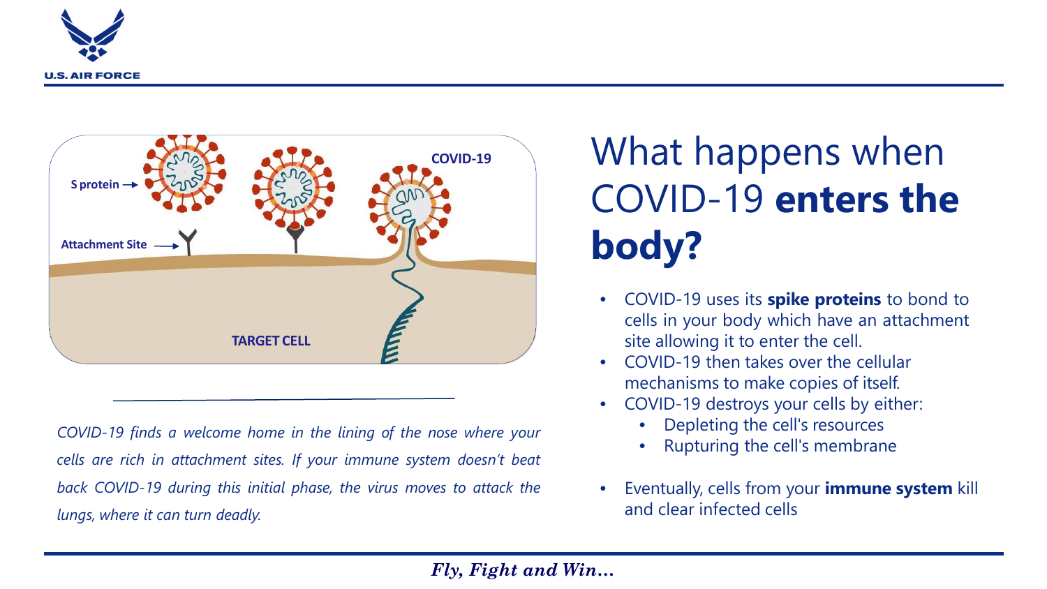# What happens when COVID-19 **enters the body?**

- COVID-19 uses its **spike proteins** to bond to cells in your body which have an attachment site allowing it to enter the cell.
- COVID-19 then takes over the cellular mechanisms to make copies of itself.
- COVID-19 destroys your cells by either:
  - Depleting the cell's resources
  - Rupturing the cell's membrane
- Eventually, cells from your **immune system** kill and clear infected cells

*COVID-19 finds a welcome home in the lining of the nose where your cells are rich in attachment sites. If your immune system doesn't beat back COVID-19 during this initial phase, the virus moves to attack the lungs, where it can turn deadly.*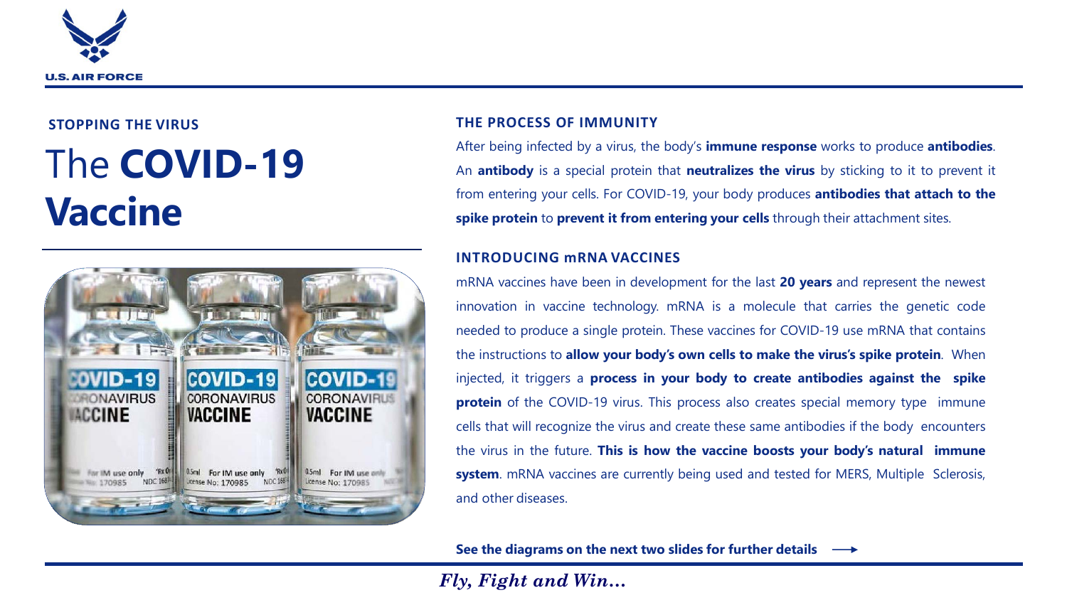STOPPING THE VIRUS

# The **COVID-19 Vaccine**

## THE PROCESS OF IMMUNITY

After being infected by a virus, the body's **immune response** works to produce **antibodies**. An **antibody** is a special protein that **neutralizes the virus** by sticking to it to prevent it from entering your cells. For COVID-19, your body produces **antibodies that attach to the spike protein** to **prevent it from entering your cells** through their attachment sites.

## INTRODUCING mRNA VACCINES

mRNA vaccines have been in development for the last **20 years** and represent the newest innovation in vaccine technology. mRNA is a molecule that carries the genetic code needed to produce a single protein. These vaccines for COVID-19 use mRNA that contains the instructions to **allow your body's own cells to make the virus's spike protein**. When injected, it triggers a **process in your body to create antibodies against the spike protein** of the COVID-19 virus. This process also creates special memory type immune cells that will recognize the virus and create these same antibodies if the body encounters the virus in the future. **This is how the vaccine boosts your body's natural immune system**. mRNA vaccines are currently being used and tested for MERS, Multiple Sclerosis, and other diseases.

**See the diagrams on the next two slides for further details** ⟶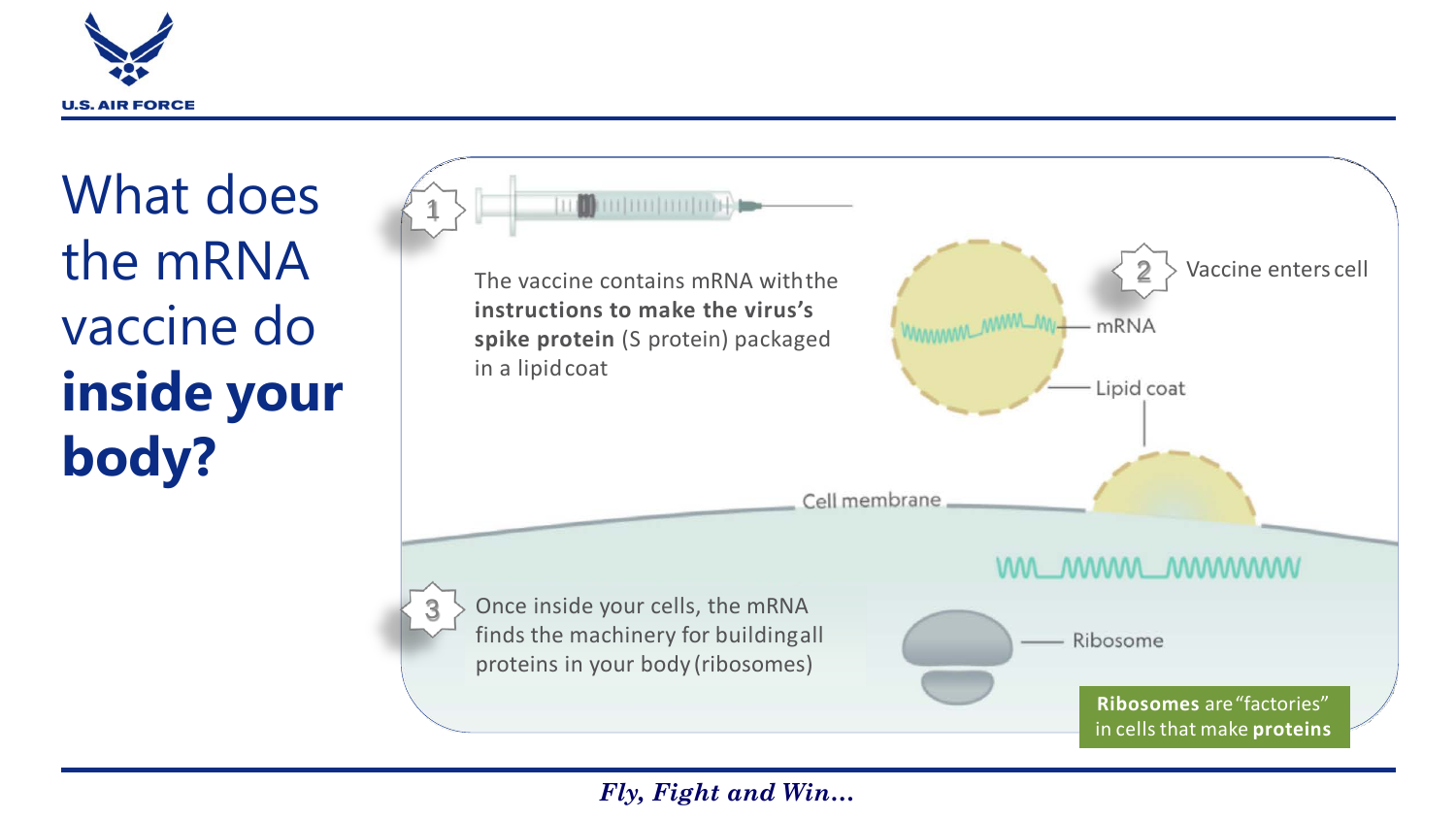# What does the mRNA vaccine do **inside your body?**

1. The vaccine contains mRNA with the **instructions to make the virus's spike protein** (S protein) packaged in a lipid coat

2. Vaccine enters cell

mRNA

Lipid coat

Cell membrane

3. Once inside your cells, the mRNA finds the machinery for building all proteins in your body (ribosomes)

Ribosome

**Ribosomes** are "factories" in cells that make **proteins**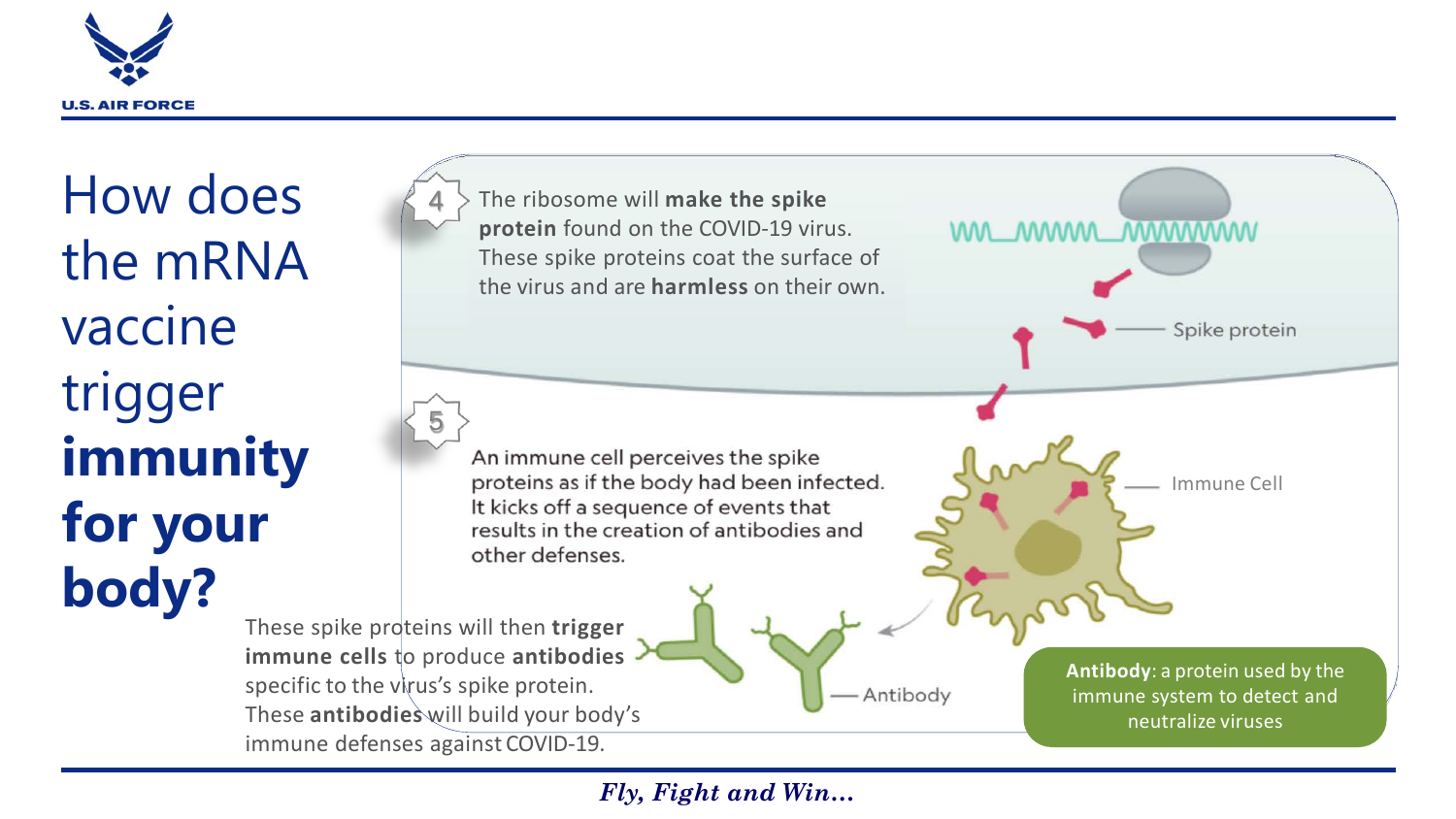# How does the mRNA vaccine trigger **immunity for your body?**

4 The ribosome will **make the spike protein** found on the COVID-19 virus. These spike proteins coat the surface of the virus and are **harmless** on their own.

Spike protein

5 An immune cell perceives the spike proteins as if the body had been infected. It kicks off a sequence of events that results in the creation of antibodies and other defenses.

Immune Cell

These spike proteins will then **trigger immune cells** to produce **antibodies** specific to the virus's spike protein. These **antibodies** will build your body's immune defenses against COVID-19.

Antibody

**Antibody**: a protein used by the immune system to detect and neutralize viruses

*Fly, Fight and Win…*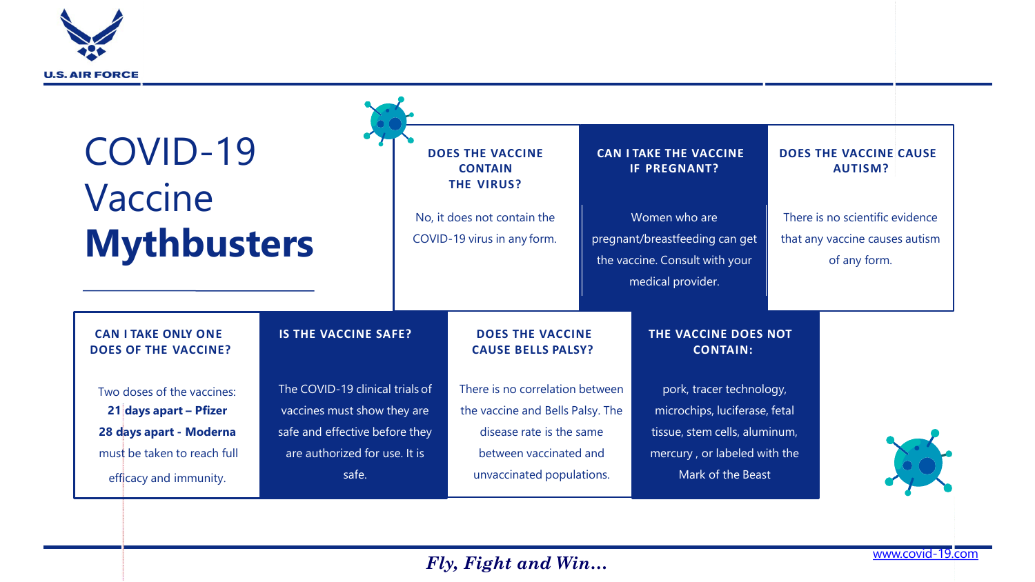U.S. AIR FORCE

# COVID-19 Vaccine **Mythbusters**

### DOES THE VACCINE CONTAIN THE VIRUS?

No, it does not contain the COVID-19 virus in any form.

### CAN I TAKE THE VACCINE IF PREGNANT?

Women who are pregnant/breastfeeding can get the vaccine. Consult with your medical provider.

### DOES THE VACCINE CAUSE AUTISM?

There is no scientific evidence that any vaccine causes autism of any form.

### CAN I TAKE ONLY ONE DOES OF THE VACCINE?

Two doses of the vaccines:
**21 days apart – Pfizer**
**28 days apart - Moderna**
must be taken to reach full efficacy and immunity.

### IS THE VACCINE SAFE?

The COVID-19 clinical trials of vaccines must show they are safe and effective before they are authorized for use. It is safe.

### DOES THE VACCINE CAUSE BELLS PALSY?

There is no correlation between the vaccine and Bells Palsy. The disease rate is the same between vaccinated and unvaccinated populations.

### THE VACCINE DOES NOT CONTAIN:

pork, tracer technology, microchips, luciferase, fetal tissue, stem cells, aluminum, mercury , or labeled with the Mark of the Beast

*Fly, Fight and Win…*

www.covid-19.com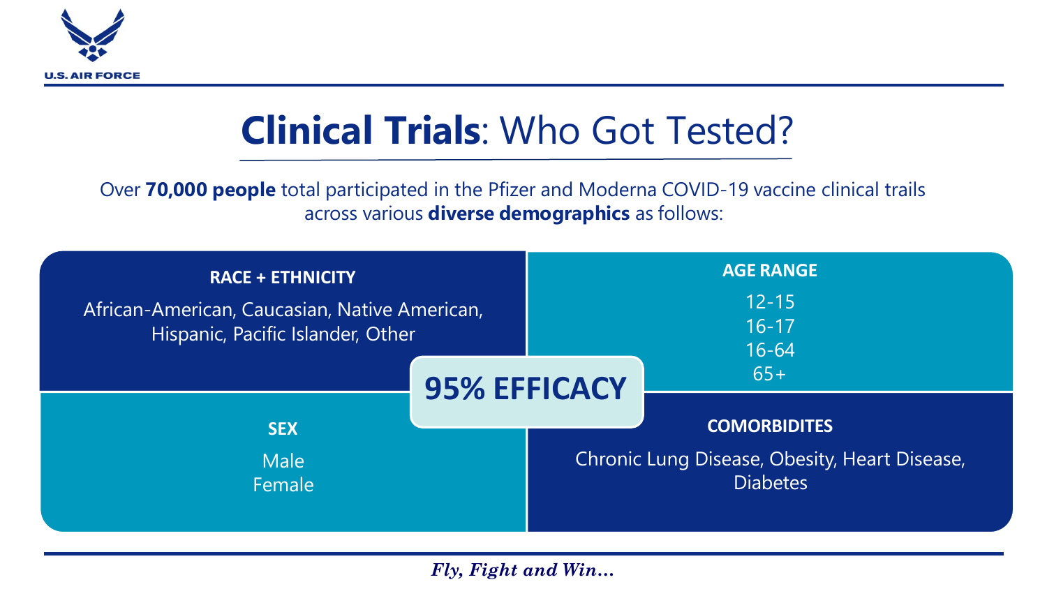U.S. AIR FORCE

# **Clinical Trials**: Who Got Tested?

Over **70,000 people** total participated in the Pfizer and Moderna COVID-19 vaccine clinical trails across various **diverse demographics** as follows:

**RACE + ETHNICITY**

African-American, Caucasian, Native American, Hispanic, Pacific Islander, Other

**AGE RANGE**

12-15
16-17
16-64
65+

**95% EFFICACY**

**SEX**

Male
Female

**COMORBIDITES**

Chronic Lung Disease, Obesity, Heart Disease, Diabetes

*Fly, Fight and Win…*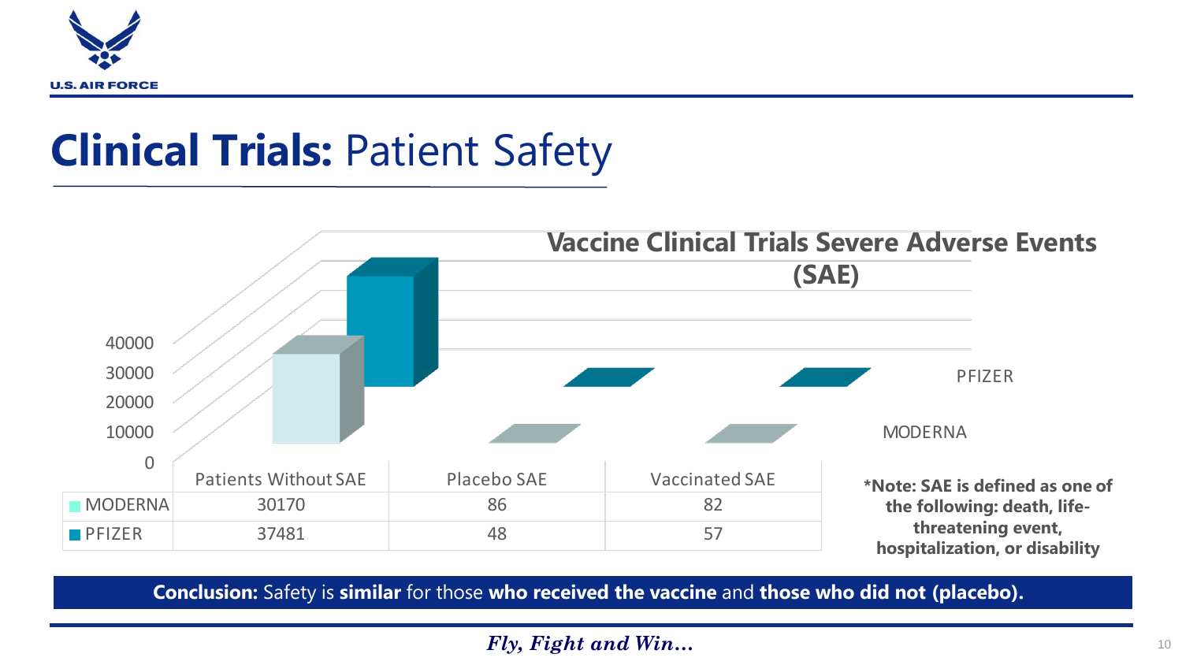# **Clinical Trials:** Patient Safety

**Vaccine Clinical Trials Severe Adverse Events (SAE)**

| | Patients Without SAE | Placebo SAE | Vaccinated SAE |
|---|---|---|---|
| MODERNA | 30170 | 86 | 82 |
| PFIZER | 37481 | 48 | 57 |

**\*Note: SAE is defined as one of the following: death, life-threatening event, hospitalization, or disability**

**Conclusion:** Safety is **similar** for those **who received the vaccine** and **those who did not (placebo).**

***Fly, Fight and Win…***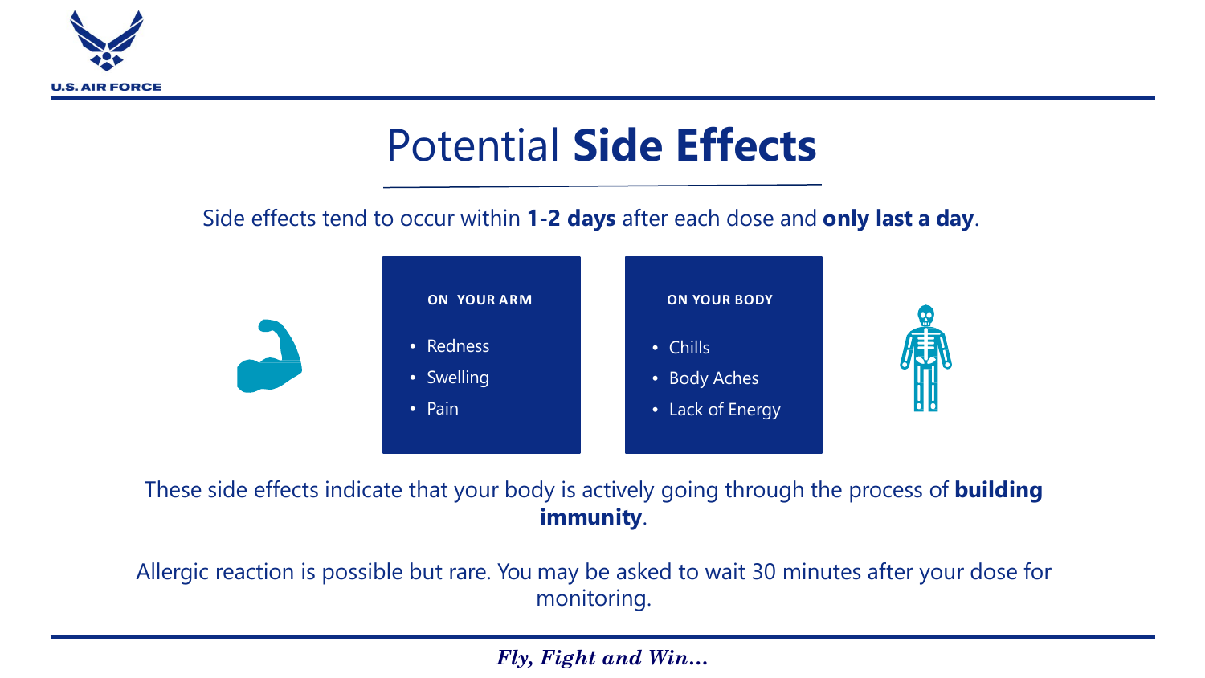# Potential **Side Effects**

Side effects tend to occur within **1-2 days** after each dose and **only last a day**.

**ON YOUR ARM**

- Redness
- Swelling
- Pain

**ON YOUR BODY**

- Chills
- Body Aches
- Lack of Energy

These side effects indicate that your body is actively going through the process of **building immunity**.

Allergic reaction is possible but rare. You may be asked to wait 30 minutes after your dose for monitoring.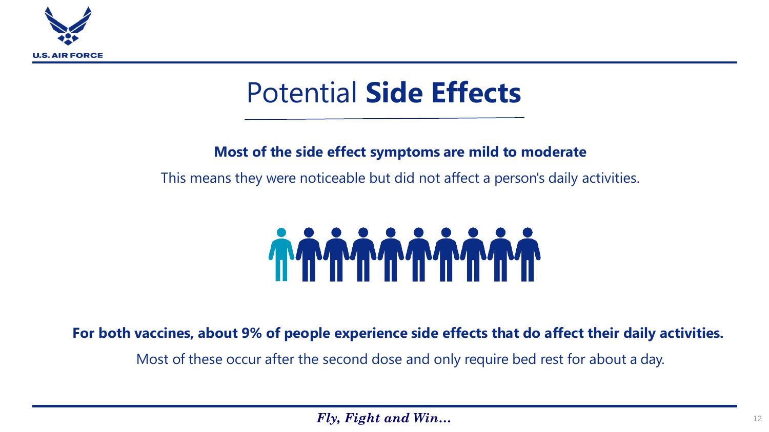# Potential **Side Effects**

**Most of the side effect symptoms are mild to moderate**

This means they were noticeable but did not affect a person's daily activities.

**For both vaccines, about 9% of people experience side effects that do affect their daily activities.**

Most of these occur after the second dose and only require bed rest for about a day.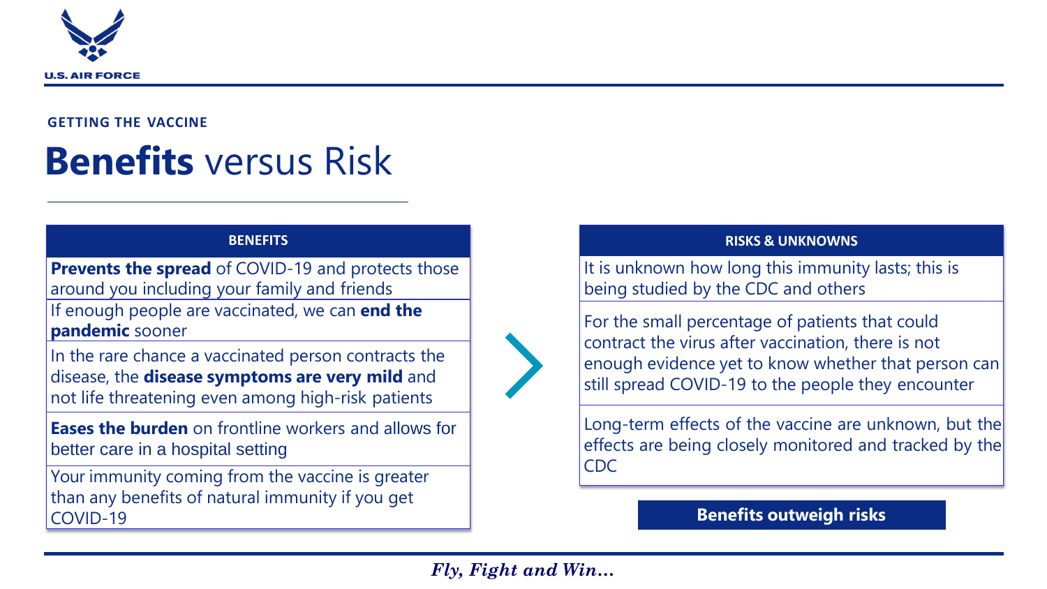GETTING THE VACCINE

# **Benefits** versus Risk

| BENEFITS |
| --- |
| **Prevents the spread** of COVID-19 and protects those around you including your family and friends |
| If enough people are vaccinated, we can **end the pandemic** sooner |
| In the rare chance a vaccinated person contracts the disease, the **disease symptoms are very mild** and not life threatening even among high-risk patients |
| **Eases the burden** on frontline workers and allows for better care in a hospital setting |
| Your immunity coming from the vaccine is greater than any benefits of natural immunity if you get COVID-19 |

| RISKS & UNKNOWNS |
| --- |
| It is unknown how long this immunity lasts; this is being studied by the CDC and others |
| For the small percentage of patients that could contract the virus after vaccination, there is not enough evidence yet to know whether that person can still spread COVID-19 to the people they encounter |
| Long-term effects of the vaccine are unknown, but the effects are being closely monitored and tracked by the CDC |

**Benefits outweigh risks**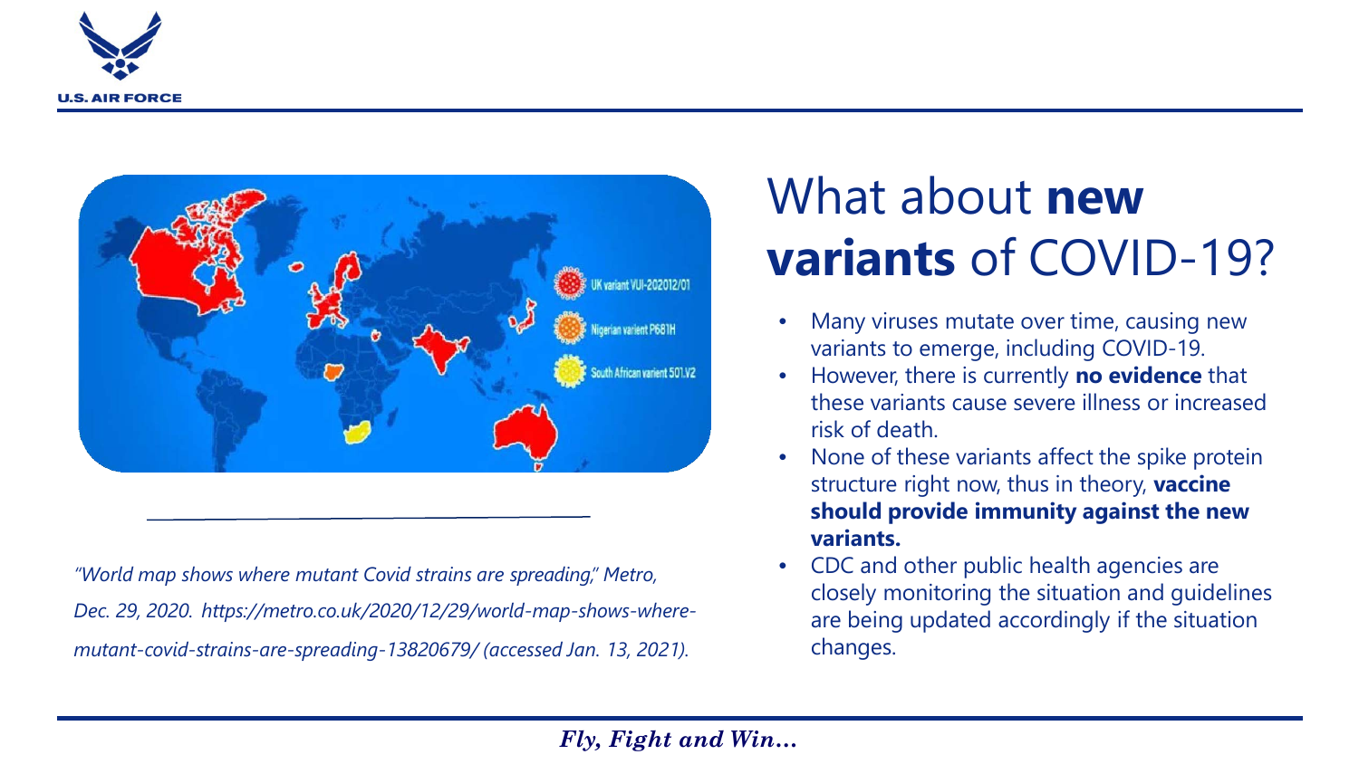# What about **new variants** of COVID-19?

- Many viruses mutate over time, causing new variants to emerge, including COVID-19.
- However, there is currently **no evidence** that these variants cause severe illness or increased risk of death.
- None of these variants affect the spike protein structure right now, thus in theory, **vaccine should provide immunity against the new variants.**
- CDC and other public health agencies are closely monitoring the situation and guidelines are being updated accordingly if the situation changes.

*"World map shows where mutant Covid strains are spreading," Metro, Dec. 29, 2020. https://metro.co.uk/2020/12/29/world-map-shows-where-mutant-covid-strains-are-spreading-13820679/ (accessed Jan. 13, 2021).*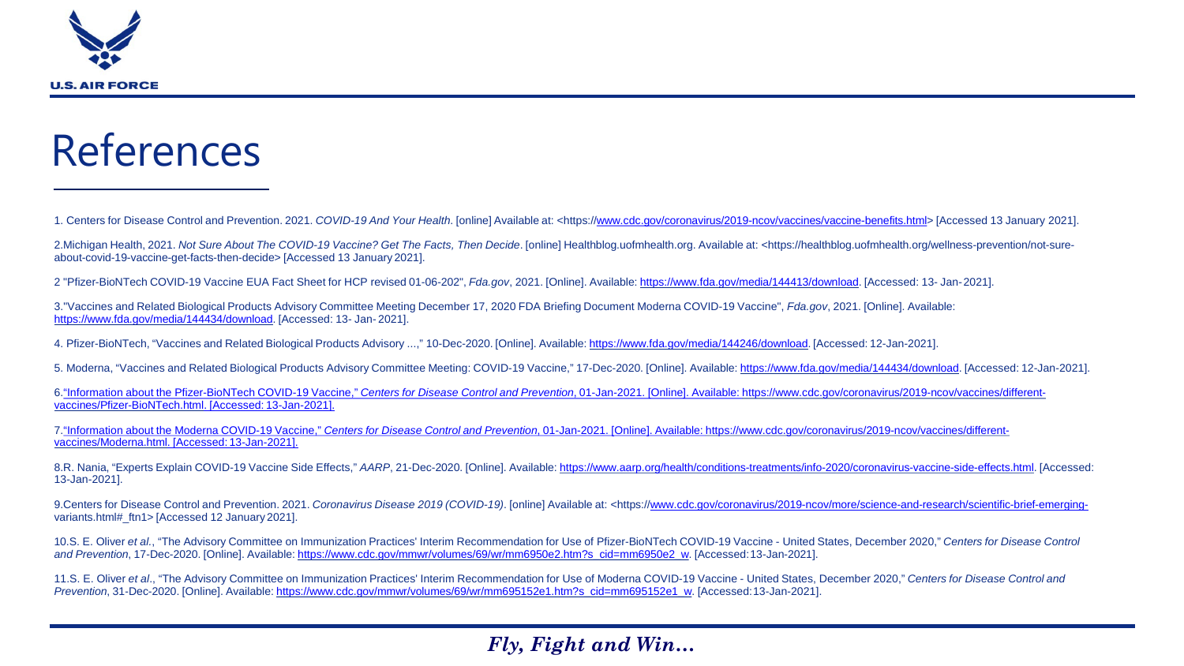# References

1. Centers for Disease Control and Prevention. 2021. *COVID-19 And Your Health*. [online] Available at: <https://www.cdc.gov/coronavirus/2019-ncov/vaccines/vaccine-benefits.html> [Accessed 13 January 2021].

2.Michigan Health, 2021. *Not Sure About The COVID-19 Vaccine? Get The Facts, Then Decide*. [online] Healthblog.uofmhealth.org. Available at: <https://healthblog.uofmhealth.org/wellness-prevention/not-sure-about-covid-19-vaccine-get-facts-then-decide> [Accessed 13 January 2021].

2 "Pfizer-BioNTech COVID-19 Vaccine EUA Fact Sheet for HCP revised 01-06-202", *Fda.gov*, 2021. [Online]. Available: https://www.fda.gov/media/144413/download. [Accessed: 13- Jan-2021].

3."Vaccines and Related Biological Products Advisory Committee Meeting December 17, 2020 FDA Briefing Document Moderna COVID-19 Vaccine", *Fda.gov*, 2021. [Online]. Available: https://www.fda.gov/media/144434/download. [Accessed: 13- Jan- 2021].

4. Pfizer-BioNTech, "Vaccines and Related Biological Products Advisory ...," 10-Dec-2020. [Online]. Available: https://www.fda.gov/media/144246/download. [Accessed: 12-Jan-2021].

5. Moderna, "Vaccines and Related Biological Products Advisory Committee Meeting: COVID-19 Vaccine," 17-Dec-2020. [Online]. Available: https://www.fda.gov/media/144434/download. [Accessed: 12-Jan-2021].

6."Information about the Pfizer-BioNTech COVID-19 Vaccine," *Centers for Disease Control and Prevention*, 01-Jan-2021. [Online]. Available: https://www.cdc.gov/coronavirus/2019-ncov/vaccines/different-vaccines/Pfizer-BioNTech.html. [Accessed: 13-Jan-2021].

7."Information about the Moderna COVID-19 Vaccine," *Centers for Disease Control and Prevention*, 01-Jan-2021. [Online]. Available: https://www.cdc.gov/coronavirus/2019-ncov/vaccines/different-vaccines/Moderna.html. [Accessed: 13-Jan-2021].

8.R. Nania, "Experts Explain COVID-19 Vaccine Side Effects," *AARP*, 21-Dec-2020. [Online]. Available: https://www.aarp.org/health/conditions-treatments/info-2020/coronavirus-vaccine-side-effects.html. [Accessed: 13-Jan-2021].

9.Centers for Disease Control and Prevention. 2021. *Coronavirus Disease 2019 (COVID-19)*. [online] Available at: <https://www.cdc.gov/coronavirus/2019-ncov/more/science-and-research/scientific-brief-emerging-variants.html#_ftn1> [Accessed 12 January 2021].

10.S. E. Oliver *et al.*, "The Advisory Committee on Immunization Practices' Interim Recommendation for Use of Pfizer-BioNTech COVID-19 Vaccine - United States, December 2020," *Centers for Disease Control and Prevention*, 17-Dec-2020. [Online]. Available: https://www.cdc.gov/mmwr/volumes/69/wr/mm6950e2.htm?s_cid=mm6950e2_w. [Accessed: 13-Jan-2021].

11.S. E. Oliver *et al*., "The Advisory Committee on Immunization Practices' Interim Recommendation for Use of Moderna COVID-19 Vaccine - United States, December 2020," *Centers for Disease Control and Prevention*, 31-Dec-2020. [Online]. Available: https://www.cdc.gov/mmwr/volumes/69/wr/mm695152e1.htm?s_cid=mm695152e1_w. [Accessed: 13-Jan-2021].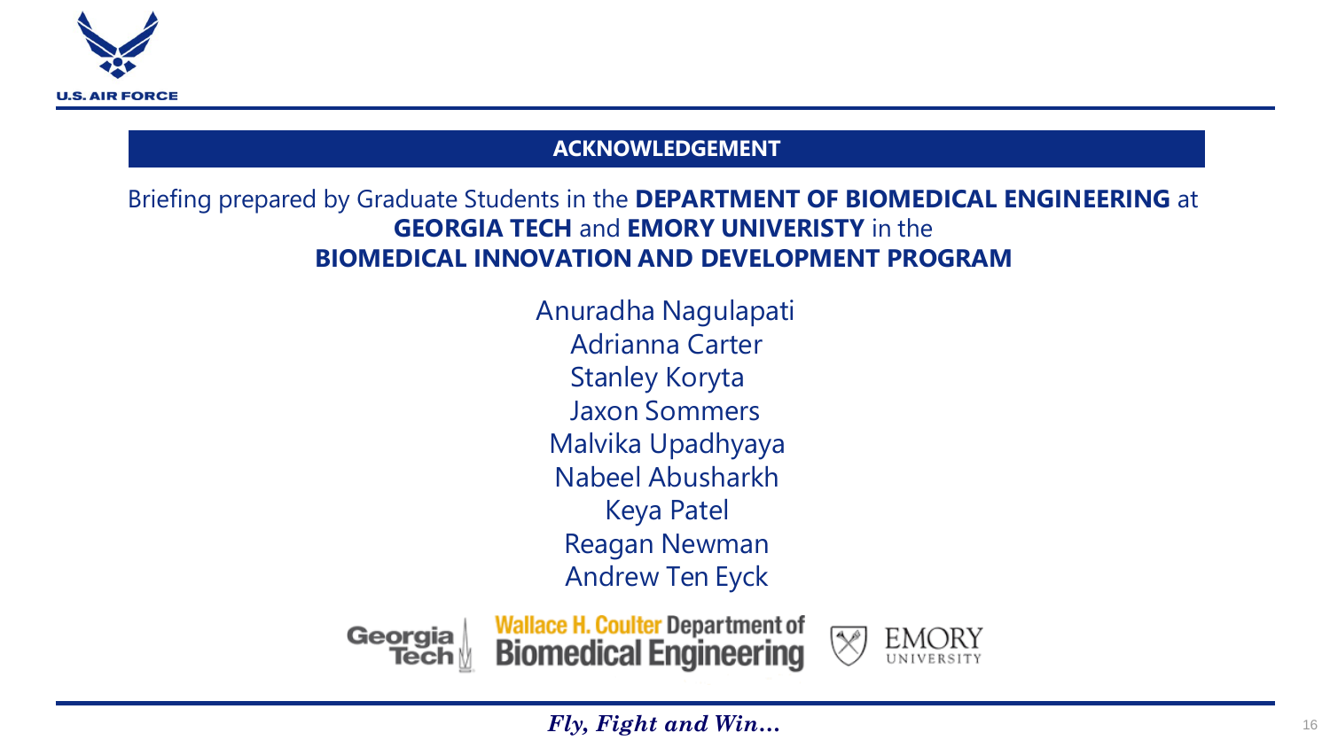## ACKNOWLEDGEMENT

Briefing prepared by Graduate Students in the **DEPARTMENT OF BIOMEDICAL ENGINEERING** at **GEORGIA TECH** and **EMORY UNIVERISTY** in the **BIOMEDICAL INNOVATION AND DEVELOPMENT PROGRAM**

Anuradha Nagulapati
Adrianna Carter
Stanley Koryta
Jaxon Sommers
Malvika Upadhyaya
Nabeel Abusharkh
Keya Patel
Reagan Newman
Andrew Ten Eyck

Georgia Tech | Wallace H. Coulter Department of Biomedical Engineering | EMORY UNIVERSITY

*Fly, Fight and Win…*